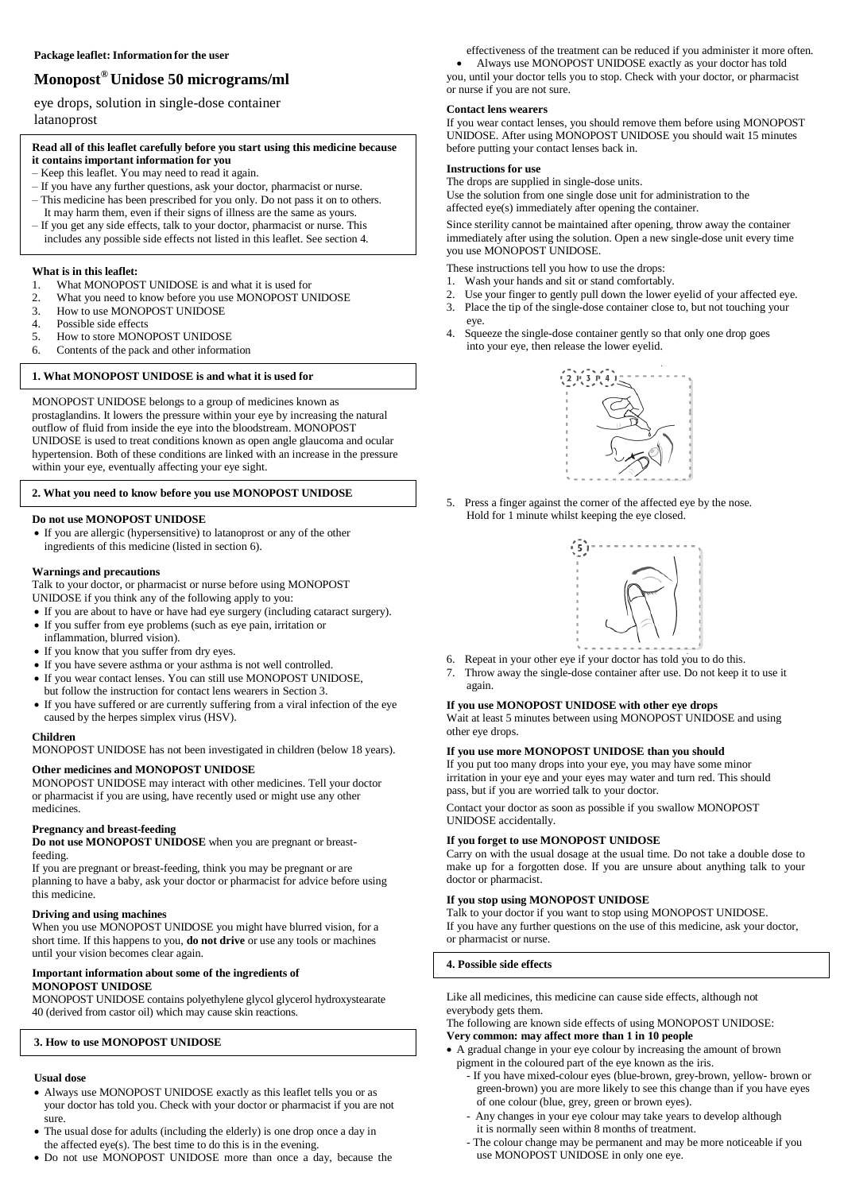**Package leaflet: Information for the user**

# Monopost® Unidose 50 micrograms/ml

eye drops, solution in single-dose container
latanoprost

**Read all of this leaflet carefully before you start using this medicine because it contains important information for you**

- Keep this leaflet. You may need to read it again.
- If you have any further questions, ask your doctor, pharmacist or nurse.
- This medicine has been prescribed for you only. Do not pass it on to others. It may harm them, even if their signs of illness are the same as yours.
- If you get any side effects, talk to your doctor, pharmacist or nurse. This includes any possible side effects not listed in this leaflet. See section 4.

**What is in this leaflet:**

1. What MONOPOST UNIDOSE is and what it is used for
2. What you need to know before you use MONOPOST UNIDOSE
3. How to use MONOPOST UNIDOSE
4. Possible side effects
5. How to store MONOPOST UNIDOSE
6. Contents of the pack and other information

## 1. What MONOPOST UNIDOSE is and what it is used for

MONOPOST UNIDOSE belongs to a group of medicines known as prostaglandins. It lowers the pressure within your eye by increasing the natural outflow of fluid from inside the eye into the bloodstream. MONOPOST UNIDOSE is used to treat conditions known as open angle glaucoma and ocular hypertension. Both of these conditions are linked with an increase in the pressure within your eye, eventually affecting your eye sight.

## 2. What you need to know before you use MONOPOST UNIDOSE

**Do not use MONOPOST UNIDOSE**

- If you are allergic (hypersensitive) to latanoprost or any of the other ingredients of this medicine (listed in section 6).

**Warnings and precautions**

Talk to your doctor, or pharmacist or nurse before using MONOPOST UNIDOSE if you think any of the following apply to you:

- If you are about to have or have had eye surgery (including cataract surgery).
- If you suffer from eye problems (such as eye pain, irritation or inflammation, blurred vision).
- If you know that you suffer from dry eyes.
- If you have severe asthma or your asthma is not well controlled.
- If you wear contact lenses. You can still use MONOPOST UNIDOSE, but follow the instruction for contact lens wearers in Section 3.
- If you have suffered or are currently suffering from a viral infection of the eye caused by the herpes simplex virus (HSV).

**Children**

MONOPOST UNIDOSE has not been investigated in children (below 18 years).

**Other medicines and MONOPOST UNIDOSE**

MONOPOST UNIDOSE may interact with other medicines. Tell your doctor or pharmacist if you are using, have recently used or might use any other medicines.

**Pregnancy and breast-feeding**

**Do not use MONOPOST UNIDOSE** when you are pregnant or breast-feeding.
If you are pregnant or breast-feeding, think you may be pregnant or are planning to have a baby, ask your doctor or pharmacist for advice before using this medicine.

**Driving and using machines**

When you use MONOPOST UNIDOSE you might have blurred vision, for a short time. If this happens to you, **do not drive** or use any tools or machines until your vision becomes clear again.

**Important information about some of the ingredients of MONOPOST UNIDOSE**

MONOPOST UNIDOSE contains polyethylene glycol glycerol hydroxystearate 40 (derived from castor oil) which may cause skin reactions.

## 3. How to use MONOPOST UNIDOSE

**Usual dose**

- Always use MONOPOST UNIDOSE exactly as this leaflet tells you or as your doctor has told you. Check with your doctor or pharmacist if you are not sure.
- The usual dose for adults (including the elderly) is one drop once a day in the affected eye(s). The best time to do this is in the evening.
- Do not use MONOPOST UNIDOSE more than once a day, because the effectiveness of the treatment can be reduced if you administer it more often.
- Always use MONOPOST UNIDOSE exactly as your doctor has told you, until your doctor tells you to stop. Check with your doctor, or pharmacist or nurse if you are not sure.

**Contact lens wearers**

If you wear contact lenses, you should remove them before using MONOPOST UNIDOSE. After using MONOPOST UNIDOSE you should wait 15 minutes before putting your contact lenses back in.

**Instructions for use**

The drops are supplied in single-dose units.
Use the solution from one single dose unit for administration to the affected eye(s) immediately after opening the container.

Since sterility cannot be maintained after opening, throw away the container immediately after using the solution. Open a new single-dose unit every time you use MONOPOST UNIDOSE.

These instructions tell you how to use the drops:

1. Wash your hands and sit or stand comfortably.
2. Use your finger to gently pull down the lower eyelid of your affected eye.
3. Place the tip of the single-dose container close to, but not touching your eye.
4. Squeeze the single-dose container gently so that only one drop goes into your eye, then release the lower eyelid.

5. Press a finger against the corner of the affected eye by the nose. Hold for 1 minute whilst keeping the eye closed.

6. Repeat in your other eye if your doctor has told you to do this.
7. Throw away the single-dose container after use. Do not keep it to use it again.

**If you use MONOPOST UNIDOSE with other eye drops**

Wait at least 5 minutes between using MONOPOST UNIDOSE and using other eye drops.

**If you use more MONOPOST UNIDOSE than you should**

If you put too many drops into your eye, you may have some minor irritation in your eye and your eyes may water and turn red. This should pass, but if you are worried talk to your doctor.

Contact your doctor as soon as possible if you swallow MONOPOST UNIDOSE accidentally.

**If you forget to use MONOPOST UNIDOSE**

Carry on with the usual dosage at the usual time. Do not take a double dose to make up for a forgotten dose. If you are unsure about anything talk to your doctor or pharmacist.

**If you stop using MONOPOST UNIDOSE**

Talk to your doctor if you want to stop using MONOPOST UNIDOSE.
If you have any further questions on the use of this medicine, ask your doctor, or pharmacist or nurse.

## 4. Possible side effects

Like all medicines, this medicine can cause side effects, although not everybody gets them.
The following are known side effects of using MONOPOST UNIDOSE:

**Very common: may affect more than 1 in 10 people**

- A gradual change in your eye colour by increasing the amount of brown pigment in the coloured part of the eye known as the iris.
  - If you have mixed-colour eyes (blue-brown, grey-brown, yellow- brown or green-brown) you are more likely to see this change than if you have eyes of one colour (blue, grey, green or brown eyes).
  - Any changes in your eye colour may take years to develop although it is normally seen within 8 months of treatment.
  - The colour change may be permanent and may be more noticeable if you use MONOPOST UNIDOSE in only one eye.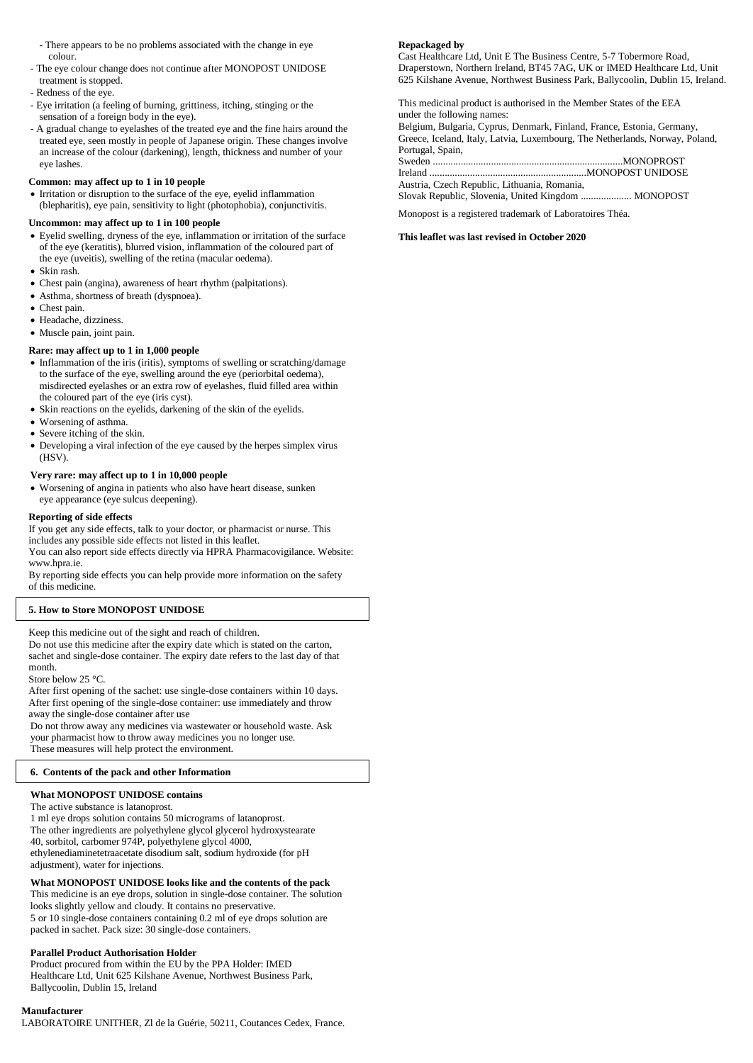- There appears to be no problems associated with the change in eye colour.
- The eye colour change does not continue after MONOPOST UNIDOSE treatment is stopped.
- Redness of the eye.
- Eye irritation (a feeling of burning, grittiness, itching, stinging or the sensation of a foreign body in the eye).
- A gradual change to eyelashes of the treated eye and the fine hairs around the treated eye, seen mostly in people of Japanese origin. These changes involve an increase of the colour (darkening), length, thickness and number of your eye lashes.

**Common: may affect up to 1 in 10 people**

- Irritation or disruption to the surface of the eye, eyelid inflammation (blepharitis), eye pain, sensitivity to light (photophobia), conjunctivitis.

**Uncommon: may affect up to 1 in 100 people**

- Eyelid swelling, dryness of the eye, inflammation or irritation of the surface of the eye (keratitis), blurred vision, inflammation of the coloured part of the eye (uveitis), swelling of the retina (macular oedema).
- Skin rash.
- Chest pain (angina), awareness of heart rhythm (palpitations).
- Asthma, shortness of breath (dyspnoea).
- Chest pain.
- Headache, dizziness.
- Muscle pain, joint pain.

**Rare: may affect up to 1 in 1,000 people**

- Inflammation of the iris (iritis), symptoms of swelling or scratching/damage to the surface of the eye, swelling around the eye (periorbital oedema), misdirected eyelashes or an extra row of eyelashes, fluid filled area within the coloured part of the eye (iris cyst).
- Skin reactions on the eyelids, darkening of the skin of the eyelids.
- Worsening of asthma.
- Severe itching of the skin.
- Developing a viral infection of the eye caused by the herpes simplex virus (HSV).

**Very rare: may affect up to 1 in 10,000 people**

- Worsening of angina in patients who also have heart disease, sunken eye appearance (eye sulcus deepening).

**Reporting of side effects**

If you get any side effects, talk to your doctor, or pharmacist or nurse. This includes any possible side effects not listed in this leaflet.
You can also report side effects directly via HPRA Pharmacovigilance. Website: www.hpra.ie.
By reporting side effects you can help provide more information on the safety of this medicine.

## 5. How to Store MONOPOST UNIDOSE

Keep this medicine out of the sight and reach of children.
Do not use this medicine after the expiry date which is stated on the carton, sachet and single-dose container. The expiry date refers to the last day of that month.
Store below 25 °C.
After first opening of the sachet: use single-dose containers within 10 days.
After first opening of the single-dose container: use immediately and throw away the single-dose container after use
Do not throw away any medicines via wastewater or household waste. Ask your pharmacist how to throw away medicines you no longer use. These measures will help protect the environment.

## 6. Contents of the pack and other Information

**What MONOPOST UNIDOSE contains**

The active substance is latanoprost.
1 ml eye drops solution contains 50 micrograms of latanoprost.
The other ingredients are polyethylene glycol glycerol hydroxystearate 40, sorbitol, carbomer 974P, polyethylene glycol 4000, ethylenediaminetetraacetate disodium salt, sodium hydroxide (for pH adjustment), water for injections.

**What MONOPOST UNIDOSE looks like and the contents of the pack**

This medicine is an eye drops, solution in single-dose container. The solution looks slightly yellow and cloudy. It contains no preservative.
5 or 10 single-dose containers containing 0.2 ml of eye drops solution are packed in sachet. Pack size: 30 single-dose containers.

**Parallel Product Authorisation Holder**

Product procured from within the EU by the PPA Holder: IMED Healthcare Ltd, Unit 625 Kilshane Avenue, Northwest Business Park, Ballycoolin, Dublin 15, Ireland

**Manufacturer**

LABORATOIRE UNITHER, Zl de la Guérie, 50211, Coutances Cedex, France.

**Repackaged by**

Cast Healthcare Ltd, Unit E The Business Centre, 5-7 Tobermore Road, Draperstown, Northern Ireland, BT45 7AG, UK or IMED Healthcare Ltd, Unit 625 Kilshane Avenue, Northwest Business Park, Ballycoolin, Dublin 15, Ireland.

This medicinal product is authorised in the Member States of the EEA under the following names:
Belgium, Bulgaria, Cyprus, Denmark, Finland, France, Estonia, Germany, Greece, Iceland, Italy, Latvia, Luxembourg, The Netherlands, Norway, Poland, Portugal, Spain,
Sweden ..........................................................................MONOPROST
Ireland ..............................................................MONOPOST UNIDOSE
Austria, Czech Republic, Lithuania, Romania,
Slovak Republic, Slovenia, United Kingdom .................... MONOPOST

Monopost is a registered trademark of Laboratoires Théa.

**This leaflet was last revised in October 2020**